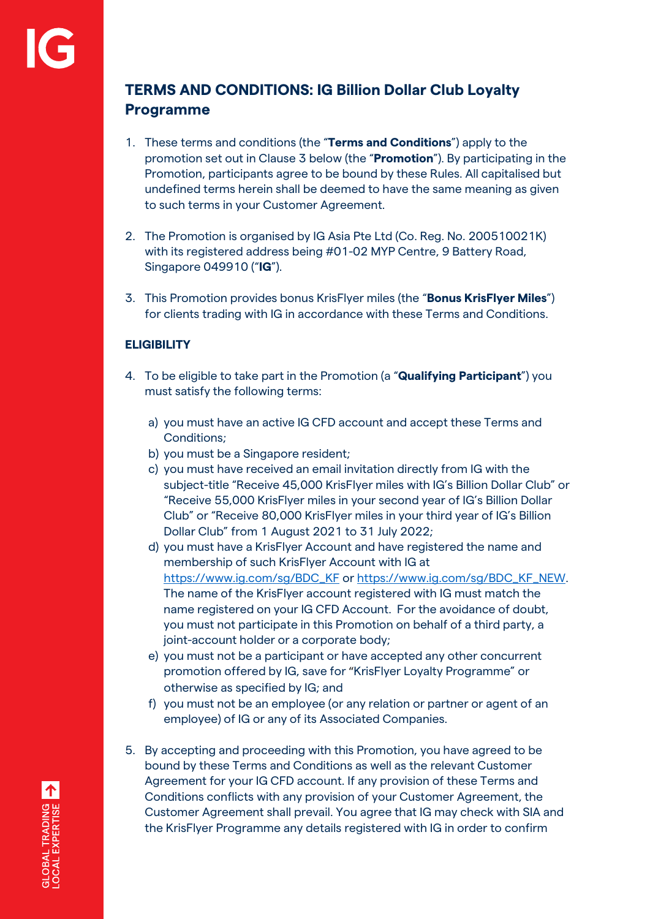# TERMS AND CONDITIONS: IG Billion Dollar Club Loyalty Programme

1. These terms and conditions (the "**Terms and Conditions**") apply to the promotion set out in Clause 3 below (the "**Promotion**"). By participating in the Promotion, participants agree to be bound by these Rules. All capitalised but undefined terms herein shall be deemed to have the same meaning as given to such terms in your Customer Agreement.

2. The Promotion is organised by IG Asia Pte Ltd (Co. Reg. No. 200510021K) with its registered address being #01-02 MYP Centre, 9 Battery Road, Singapore 049910 ("**IG**").

3. This Promotion provides bonus KrisFlyer miles (the "**Bonus KrisFlyer Miles**") for clients trading with IG in accordance with these Terms and Conditions.

## ELIGIBILITY

4. To be eligible to take part in the Promotion (a "**Qualifying Participant**") you must satisfy the following terms:

   a) you must have an active IG CFD account and accept these Terms and Conditions;
   b) you must be a Singapore resident;
   c) you must have received an email invitation directly from IG with the subject-title "Receive 45,000 KrisFlyer miles with IG's Billion Dollar Club" or "Receive 55,000 KrisFlyer miles in your second year of IG's Billion Dollar Club" or "Receive 80,000 KrisFlyer miles in your third year of IG's Billion Dollar Club" from 1 August 2021 to 31 July 2022;
   d) you must have a KrisFlyer Account and have registered the name and membership of such KrisFlyer Account with IG at https://www.ig.com/sg/BDC_KF or https://www.ig.com/sg/BDC_KF_NEW. The name of the KrisFlyer account registered with IG must match the name registered on your IG CFD Account. For the avoidance of doubt, you must not participate in this Promotion on behalf of a third party, a joint-account holder or a corporate body;
   e) you must not be a participant or have accepted any other concurrent promotion offered by IG, save for "KrisFlyer Loyalty Programme" or otherwise as specified by IG; and
   f) you must not be an employee (or any relation or partner or agent of an employee) of IG or any of its Associated Companies.

5. By accepting and proceeding with this Promotion, you have agreed to be bound by these Terms and Conditions as well as the relevant Customer Agreement for your IG CFD account. If any provision of these Terms and Conditions conflicts with any provision of your Customer Agreement, the Customer Agreement shall prevail. You agree that IG may check with SIA and the KrisFlyer Programme any details registered with IG in order to confirm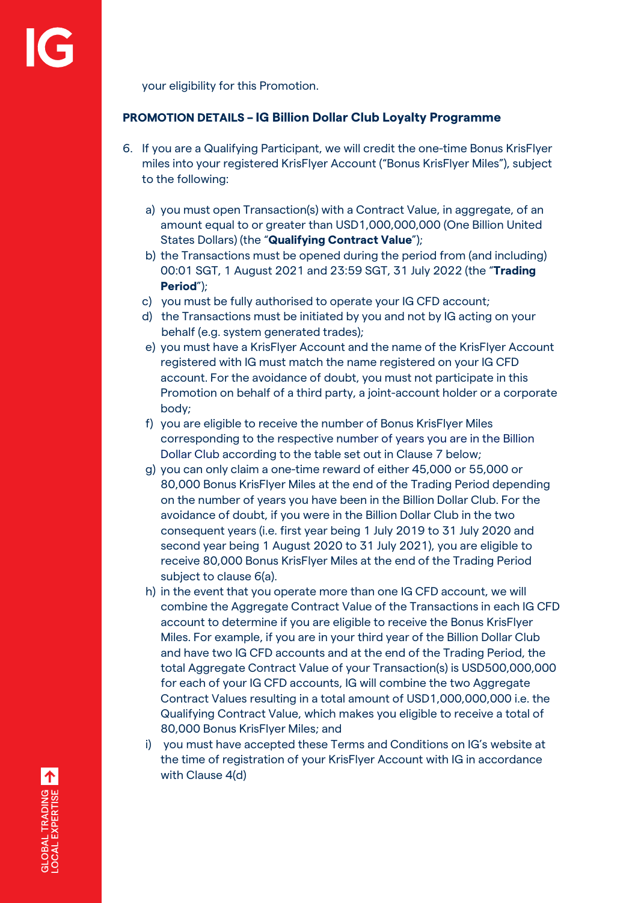your eligibility for this Promotion.

## PROMOTION DETAILS – IG Billion Dollar Club Loyalty Programme

6. If you are a Qualifying Participant, we will credit the one-time Bonus KrisFlyer miles into your registered KrisFlyer Account ("Bonus KrisFlyer Miles"), subject to the following:

   a) you must open Transaction(s) with a Contract Value, in aggregate, of an amount equal to or greater than USD1,000,000,000 (One Billion United States Dollars) (the "**Qualifying Contract Value**");

   b) the Transactions must be opened during the period from (and including) 00:01 SGT, 1 August 2021 and 23:59 SGT, 31 July 2022 (the "**Trading Period**");

   c) you must be fully authorised to operate your IG CFD account;

   d) the Transactions must be initiated by you and not by IG acting on your behalf (e.g. system generated trades);

   e) you must have a KrisFlyer Account and the name of the KrisFlyer Account registered with IG must match the name registered on your IG CFD account. For the avoidance of doubt, you must not participate in this Promotion on behalf of a third party, a joint-account holder or a corporate body;

   f) you are eligible to receive the number of Bonus KrisFlyer Miles corresponding to the respective number of years you are in the Billion Dollar Club according to the table set out in Clause 7 below;

   g) you can only claim a one-time reward of either 45,000 or 55,000 or 80,000 Bonus KrisFlyer Miles at the end of the Trading Period depending on the number of years you have been in the Billion Dollar Club. For the avoidance of doubt, if you were in the Billion Dollar Club in the two consequent years (i.e. first year being 1 July 2019 to 31 July 2020 and second year being 1 August 2020 to 31 July 2021), you are eligible to receive 80,000 Bonus KrisFlyer Miles at the end of the Trading Period subject to clause 6(a).

   h) in the event that you operate more than one IG CFD account, we will combine the Aggregate Contract Value of the Transactions in each IG CFD account to determine if you are eligible to receive the Bonus KrisFlyer Miles. For example, if you are in your third year of the Billion Dollar Club and have two IG CFD accounts and at the end of the Trading Period, the total Aggregate Contract Value of your Transaction(s) is USD500,000,000 for each of your IG CFD accounts, IG will combine the two Aggregate Contract Values resulting in a total amount of USD1,000,000,000 i.e. the Qualifying Contract Value, which makes you eligible to receive a total of 80,000 Bonus KrisFlyer Miles; and

   i) you must have accepted these Terms and Conditions on IG's website at the time of registration of your KrisFlyer Account with IG in accordance with Clause 4(d)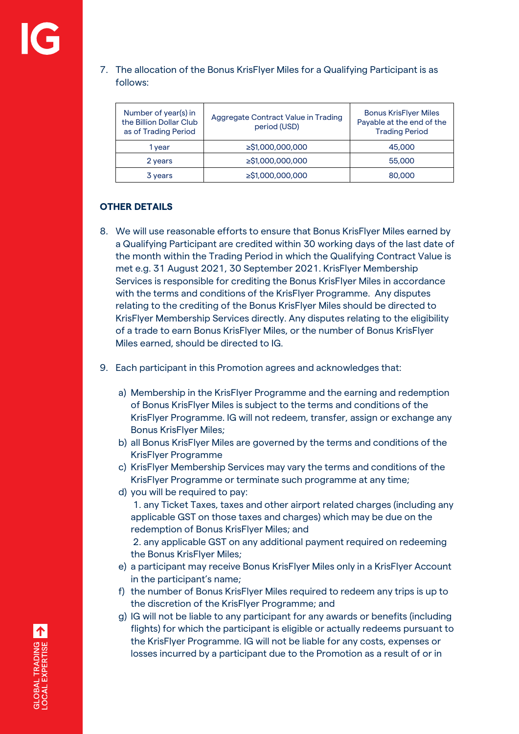7. The allocation of the Bonus KrisFlyer Miles for a Qualifying Participant is as follows:

| Number of year(s) in the Billion Dollar Club as of Trading Period | Aggregate Contract Value in Trading period (USD) | Bonus KrisFlyer Miles Payable at the end of the Trading Period |
|---|---|---|
| 1 year | ≥$1,000,000,000 | 45,000 |
| 2 years | ≥$1,000,000,000 | 55,000 |
| 3 years | ≥$1,000,000,000 | 80,000 |

**OTHER DETAILS**

8. We will use reasonable efforts to ensure that Bonus KrisFlyer Miles earned by a Qualifying Participant are credited within 30 working days of the last date of the month within the Trading Period in which the Qualifying Contract Value is met e.g. 31 August 2021, 30 September 2021. KrisFlyer Membership Services is responsible for crediting the Bonus KrisFlyer Miles in accordance with the terms and conditions of the KrisFlyer Programme. Any disputes relating to the crediting of the Bonus KrisFlyer Miles should be directed to KrisFlyer Membership Services directly. Any disputes relating to the eligibility of a trade to earn Bonus KrisFlyer Miles, or the number of Bonus KrisFlyer Miles earned, should be directed to IG.

9. Each participant in this Promotion agrees and acknowledges that:

   a) Membership in the KrisFlyer Programme and the earning and redemption of Bonus KrisFlyer Miles is subject to the terms and conditions of the KrisFlyer Programme. IG will not redeem, transfer, assign or exchange any Bonus KrisFlyer Miles;
   b) all Bonus KrisFlyer Miles are governed by the terms and conditions of the KrisFlyer Programme
   c) KrisFlyer Membership Services may vary the terms and conditions of the KrisFlyer Programme or terminate such programme at any time;
   d) you will be required to pay:
      1. any Ticket Taxes, taxes and other airport related charges (including any applicable GST on those taxes and charges) which may be due on the redemption of Bonus KrisFlyer Miles; and
      2. any applicable GST on any additional payment required on redeeming the Bonus KrisFlyer Miles;
   e) a participant may receive Bonus KrisFlyer Miles only in a KrisFlyer Account in the participant's name;
   f) the number of Bonus KrisFlyer Miles required to redeem any trips is up to the discretion of the KrisFlyer Programme; and
   g) IG will not be liable to any participant for any awards or benefits (including flights) for which the participant is eligible or actually redeems pursuant to the KrisFlyer Programme. IG will not be liable for any costs, expenses or losses incurred by a participant due to the Promotion as a result of or in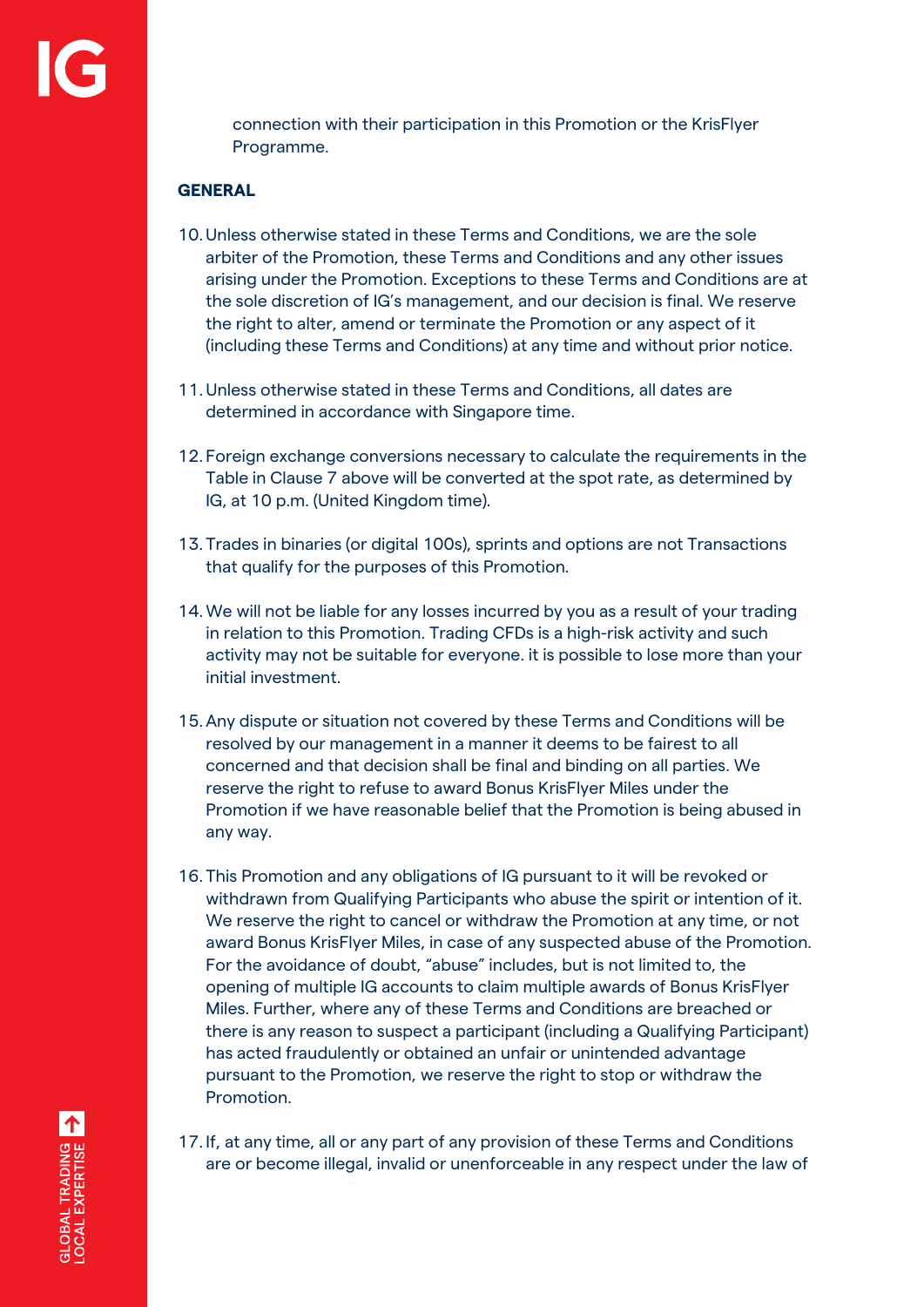connection with their participation in this Promotion or the KrisFlyer Programme.

**GENERAL**

10. Unless otherwise stated in these Terms and Conditions, we are the sole arbiter of the Promotion, these Terms and Conditions and any other issues arising under the Promotion. Exceptions to these Terms and Conditions are at the sole discretion of IG's management, and our decision is final. We reserve the right to alter, amend or terminate the Promotion or any aspect of it (including these Terms and Conditions) at any time and without prior notice.

11. Unless otherwise stated in these Terms and Conditions, all dates are determined in accordance with Singapore time.

12. Foreign exchange conversions necessary to calculate the requirements in the Table in Clause 7 above will be converted at the spot rate, as determined by IG, at 10 p.m. (United Kingdom time).

13. Trades in binaries (or digital 100s), sprints and options are not Transactions that qualify for the purposes of this Promotion.

14. We will not be liable for any losses incurred by you as a result of your trading in relation to this Promotion. Trading CFDs is a high-risk activity and such activity may not be suitable for everyone. it is possible to lose more than your initial investment.

15. Any dispute or situation not covered by these Terms and Conditions will be resolved by our management in a manner it deems to be fairest to all concerned and that decision shall be final and binding on all parties. We reserve the right to refuse to award Bonus KrisFlyer Miles under the Promotion if we have reasonable belief that the Promotion is being abused in any way.

16. This Promotion and any obligations of IG pursuant to it will be revoked or withdrawn from Qualifying Participants who abuse the spirit or intention of it. We reserve the right to cancel or withdraw the Promotion at any time, or not award Bonus KrisFlyer Miles, in case of any suspected abuse of the Promotion. For the avoidance of doubt, "abuse" includes, but is not limited to, the opening of multiple IG accounts to claim multiple awards of Bonus KrisFlyer Miles. Further, where any of these Terms and Conditions are breached or there is any reason to suspect a participant (including a Qualifying Participant) has acted fraudulently or obtained an unfair or unintended advantage pursuant to the Promotion, we reserve the right to stop or withdraw the Promotion.

17. If, at any time, all or any part of any provision of these Terms and Conditions are or become illegal, invalid or unenforceable in any respect under the law of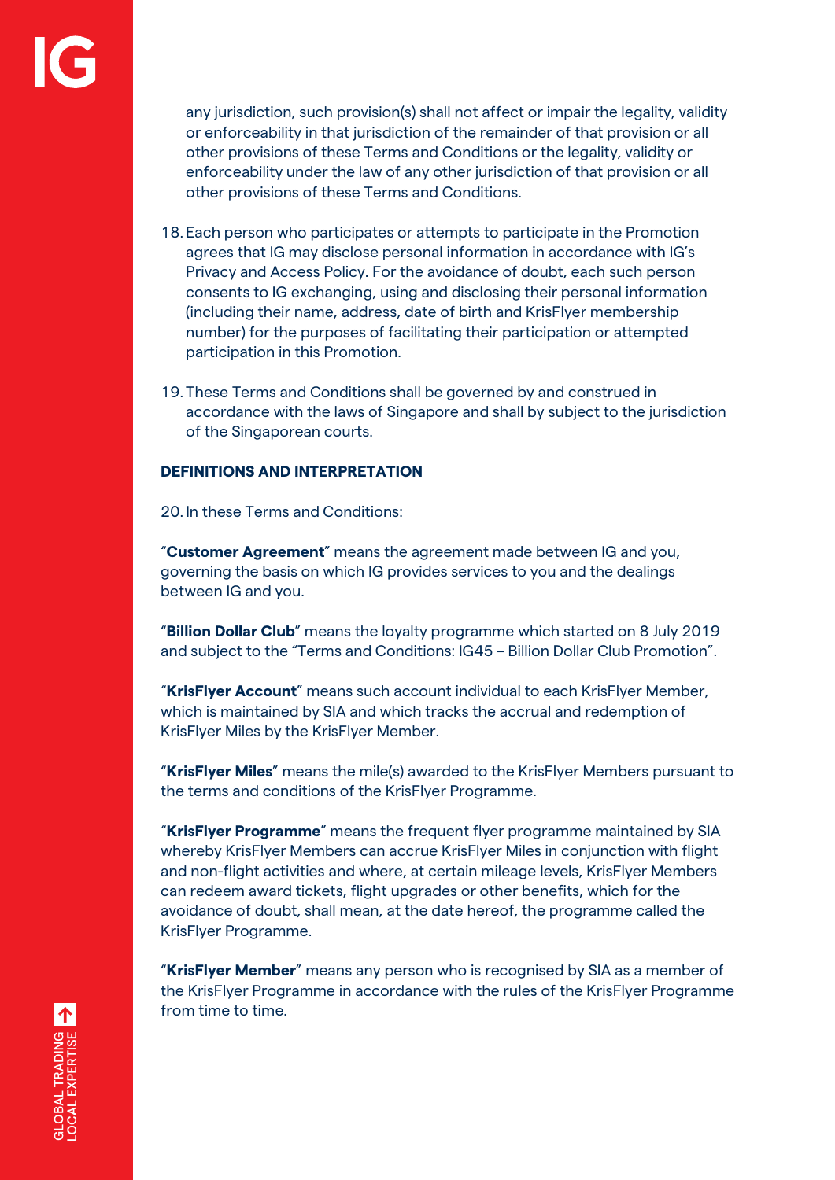any jurisdiction, such provision(s) shall not affect or impair the legality, validity or enforceability in that jurisdiction of the remainder of that provision or all other provisions of these Terms and Conditions or the legality, validity or enforceability under the law of any other jurisdiction of that provision or all other provisions of these Terms and Conditions.

18. Each person who participates or attempts to participate in the Promotion agrees that IG may disclose personal information in accordance with IG's Privacy and Access Policy. For the avoidance of doubt, each such person consents to IG exchanging, using and disclosing their personal information (including their name, address, date of birth and KrisFlyer membership number) for the purposes of facilitating their participation or attempted participation in this Promotion.

19. These Terms and Conditions shall be governed by and construed in accordance with the laws of Singapore and shall by subject to the jurisdiction of the Singaporean courts.

**DEFINITIONS AND INTERPRETATION**

20. In these Terms and Conditions:

"**Customer Agreement**" means the agreement made between IG and you, governing the basis on which IG provides services to you and the dealings between IG and you.

"**Billion Dollar Club**" means the loyalty programme which started on 8 July 2019 and subject to the "Terms and Conditions: IG45 – Billion Dollar Club Promotion".

"**KrisFlyer Account**" means such account individual to each KrisFlyer Member, which is maintained by SIA and which tracks the accrual and redemption of KrisFlyer Miles by the KrisFlyer Member.

"**KrisFlyer Miles**" means the mile(s) awarded to the KrisFlyer Members pursuant to the terms and conditions of the KrisFlyer Programme.

"**KrisFlyer Programme**" means the frequent flyer programme maintained by SIA whereby KrisFlyer Members can accrue KrisFlyer Miles in conjunction with flight and non-flight activities and where, at certain mileage levels, KrisFlyer Members can redeem award tickets, flight upgrades or other benefits, which for the avoidance of doubt, shall mean, at the date hereof, the programme called the KrisFlyer Programme.

"**KrisFlyer Member**" means any person who is recognised by SIA as a member of the KrisFlyer Programme in accordance with the rules of the KrisFlyer Programme from time to time.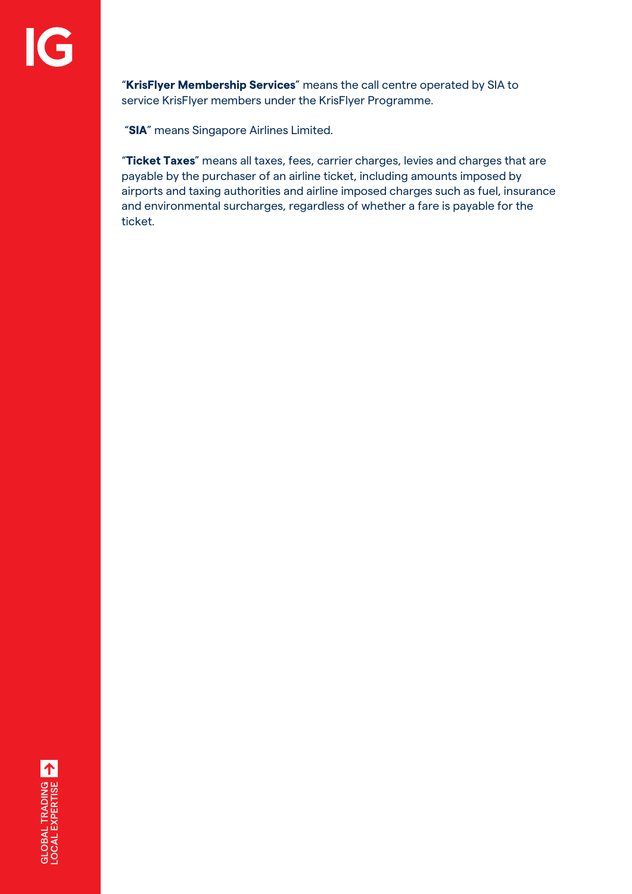"**KrisFlyer Membership Services**" means the call centre operated by SIA to service KrisFlyer members under the KrisFlyer Programme.

"**SIA**" means Singapore Airlines Limited.

"**Ticket Taxes**" means all taxes, fees, carrier charges, levies and charges that are payable by the purchaser of an airline ticket, including amounts imposed by airports and taxing authorities and airline imposed charges such as fuel, insurance and environmental surcharges, regardless of whether a fare is payable for the ticket.